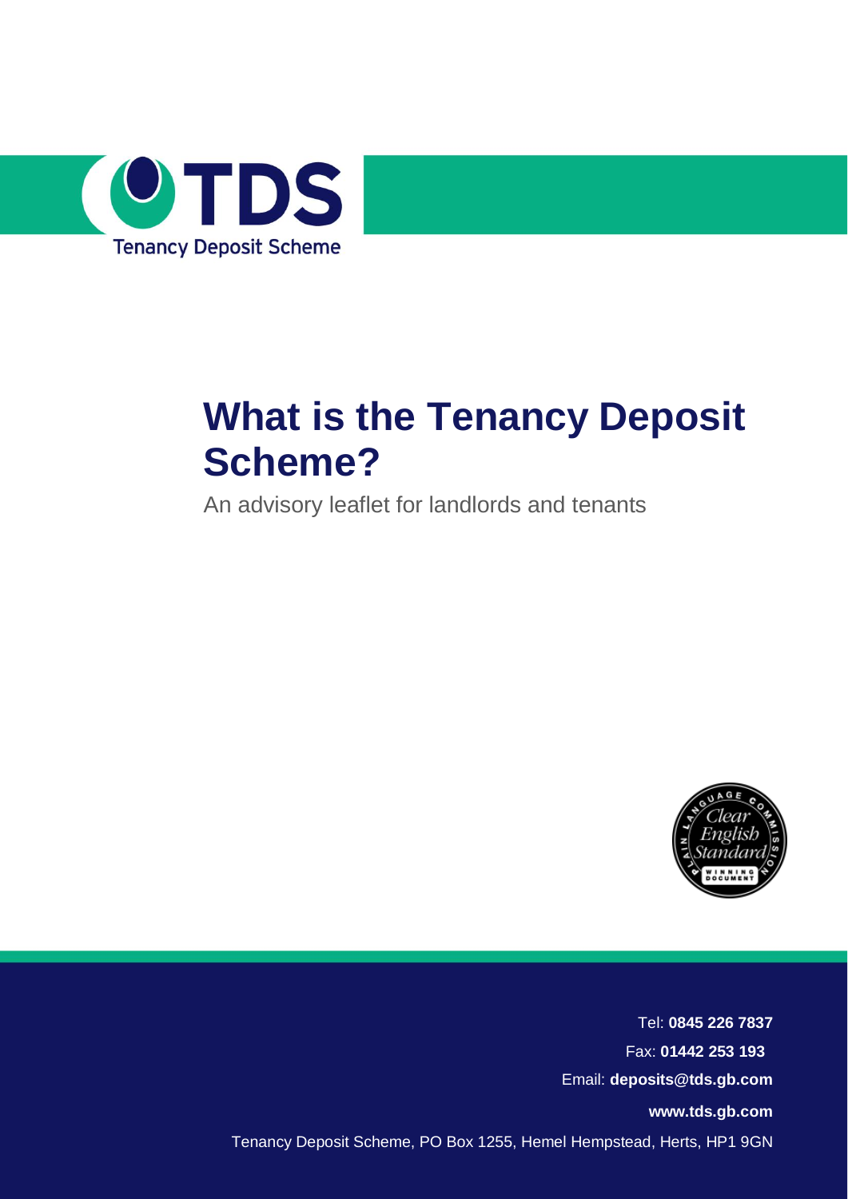TDS

Tenancy Deposit Scheme

# What is the Tenancy Deposit Scheme?

An advisory leaflet for landlords and tenants

Plain Language Commission Clear English Standard Winning Document

Tel: **0845 226 7837**

Fax: **01442 253 193**

Email: **deposits@tds.gb.com**

**www.tds.gb.com**

Tenancy Deposit Scheme, PO Box 1255, Hemel Hempstead, Herts, HP1 9GN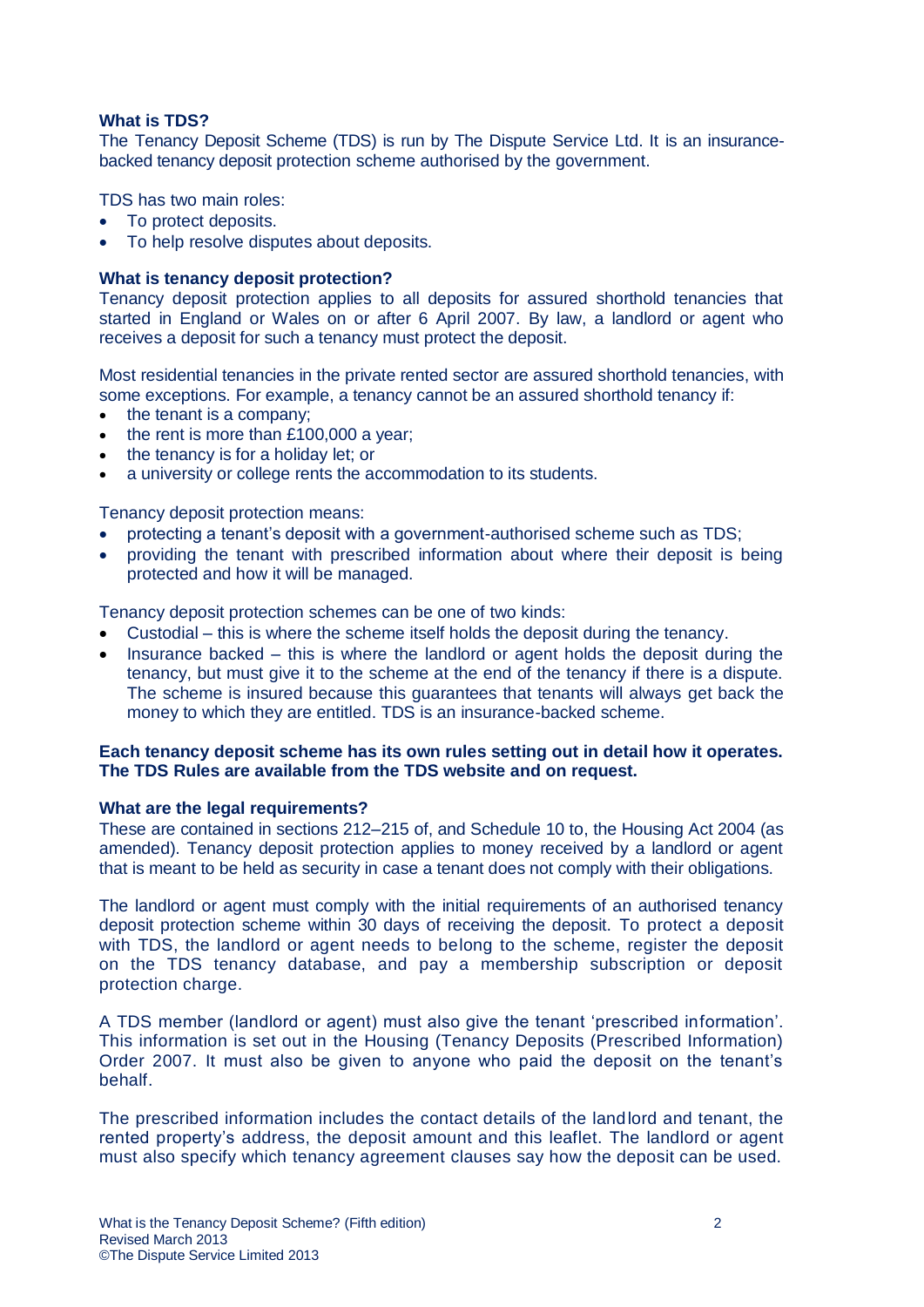### What is TDS?

The Tenancy Deposit Scheme (TDS) is run by The Dispute Service Ltd. It is an insurance-backed tenancy deposit protection scheme authorised by the government.

TDS has two main roles:

- To protect deposits.
- To help resolve disputes about deposits.

### What is tenancy deposit protection?

Tenancy deposit protection applies to all deposits for assured shorthold tenancies that started in England or Wales on or after 6 April 2007. By law, a landlord or agent who receives a deposit for such a tenancy must protect the deposit.

Most residential tenancies in the private rented sector are assured shorthold tenancies, with some exceptions. For example, a tenancy cannot be an assured shorthold tenancy if:

- the tenant is a company;
- the rent is more than £100,000 a year;
- the tenancy is for a holiday let; or
- a university or college rents the accommodation to its students.

Tenancy deposit protection means:

- protecting a tenant's deposit with a government-authorised scheme such as TDS;
- providing the tenant with prescribed information about where their deposit is being protected and how it will be managed.

Tenancy deposit protection schemes can be one of two kinds:

- Custodial – this is where the scheme itself holds the deposit during the tenancy.
- Insurance backed – this is where the landlord or agent holds the deposit during the tenancy, but must give it to the scheme at the end of the tenancy if there is a dispute. The scheme is insured because this guarantees that tenants will always get back the money to which they are entitled. TDS is an insurance-backed scheme.

**Each tenancy deposit scheme has its own rules setting out in detail how it operates. The TDS Rules are available from the TDS website and on request.**

### What are the legal requirements?

These are contained in sections 212–215 of, and Schedule 10 to, the Housing Act 2004 (as amended). Tenancy deposit protection applies to money received by a landlord or agent that is meant to be held as security in case a tenant does not comply with their obligations.

The landlord or agent must comply with the initial requirements of an authorised tenancy deposit protection scheme within 30 days of receiving the deposit. To protect a deposit with TDS, the landlord or agent needs to belong to the scheme, register the deposit on the TDS tenancy database, and pay a membership subscription or deposit protection charge.

A TDS member (landlord or agent) must also give the tenant 'prescribed information'. This information is set out in the Housing (Tenancy Deposits (Prescribed Information) Order 2007. It must also be given to anyone who paid the deposit on the tenant's behalf.

The prescribed information includes the contact details of the landlord and tenant, the rented property's address, the deposit amount and this leaflet. The landlord or agent must also specify which tenancy agreement clauses say how the deposit can be used.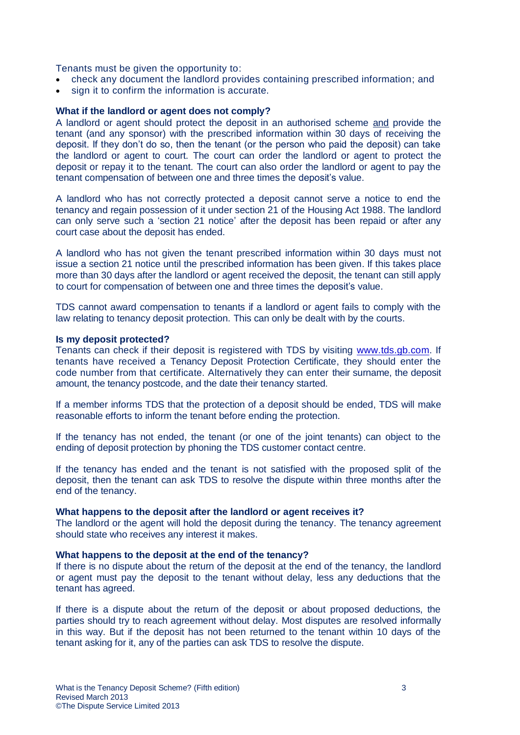Tenants must be given the opportunity to:

- check any document the landlord provides containing prescribed information; and
- sign it to confirm the information is accurate.

**What if the landlord or agent does not comply?**

A landlord or agent should protect the deposit in an authorised scheme and provide the tenant (and any sponsor) with the prescribed information within 30 days of receiving the deposit. If they don't do so, then the tenant (or the person who paid the deposit) can take the landlord or agent to court. The court can order the landlord or agent to protect the deposit or repay it to the tenant. The court can also order the landlord or agent to pay the tenant compensation of between one and three times the deposit's value.

A landlord who has not correctly protected a deposit cannot serve a notice to end the tenancy and regain possession of it under section 21 of the Housing Act 1988. The landlord can only serve such a 'section 21 notice' after the deposit has been repaid or after any court case about the deposit has ended.

A landlord who has not given the tenant prescribed information within 30 days must not issue a section 21 notice until the prescribed information has been given. If this takes place more than 30 days after the landlord or agent received the deposit, the tenant can still apply to court for compensation of between one and three times the deposit's value.

TDS cannot award compensation to tenants if a landlord or agent fails to comply with the law relating to tenancy deposit protection. This can only be dealt with by the courts.

**Is my deposit protected?**

Tenants can check if their deposit is registered with TDS by visiting www.tds.gb.com. If tenants have received a Tenancy Deposit Protection Certificate, they should enter the code number from that certificate. Alternatively they can enter their surname, the deposit amount, the tenancy postcode, and the date their tenancy started.

If a member informs TDS that the protection of a deposit should be ended, TDS will make reasonable efforts to inform the tenant before ending the protection.

If the tenancy has not ended, the tenant (or one of the joint tenants) can object to the ending of deposit protection by phoning the TDS customer contact centre.

If the tenancy has ended and the tenant is not satisfied with the proposed split of the deposit, then the tenant can ask TDS to resolve the dispute within three months after the end of the tenancy.

**What happens to the deposit after the landlord or agent receives it?**

The landlord or the agent will hold the deposit during the tenancy. The tenancy agreement should state who receives any interest it makes.

**What happens to the deposit at the end of the tenancy?**

If there is no dispute about the return of the deposit at the end of the tenancy, the landlord or agent must pay the deposit to the tenant without delay, less any deductions that the tenant has agreed.

If there is a dispute about the return of the deposit or about proposed deductions, the parties should try to reach agreement without delay. Most disputes are resolved informally in this way. But if the deposit has not been returned to the tenant within 10 days of the tenant asking for it, any of the parties can ask TDS to resolve the dispute.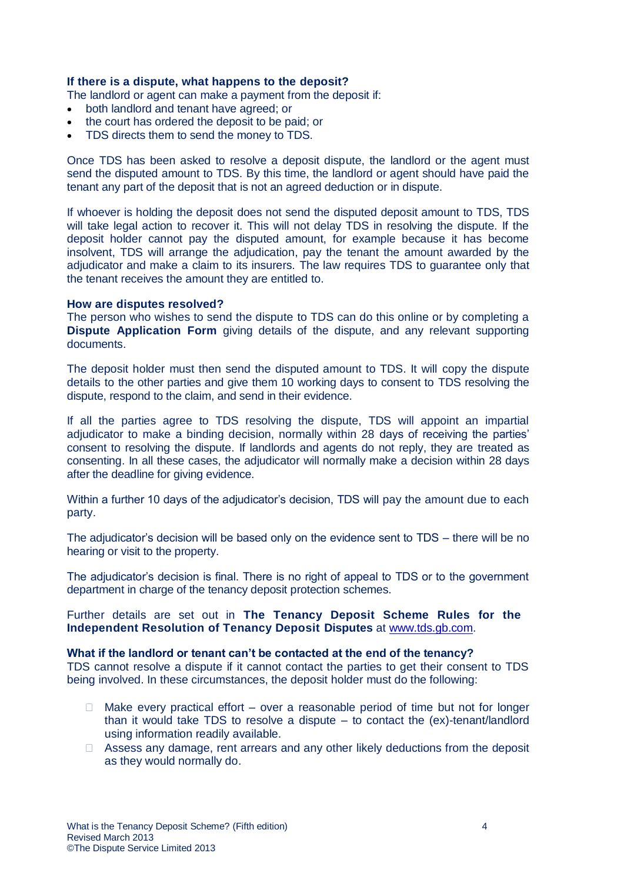### If there is a dispute, what happens to the deposit?

The landlord or agent can make a payment from the deposit if:

- both landlord and tenant have agreed; or
- the court has ordered the deposit to be paid; or
- TDS directs them to send the money to TDS.

Once TDS has been asked to resolve a deposit dispute, the landlord or the agent must send the disputed amount to TDS. By this time, the landlord or agent should have paid the tenant any part of the deposit that is not an agreed deduction or in dispute.

If whoever is holding the deposit does not send the disputed deposit amount to TDS, TDS will take legal action to recover it. This will not delay TDS in resolving the dispute. If the deposit holder cannot pay the disputed amount, for example because it has become insolvent, TDS will arrange the adjudication, pay the tenant the amount awarded by the adjudicator and make a claim to its insurers. The law requires TDS to guarantee only that the tenant receives the amount they are entitled to.

### How are disputes resolved?

The person who wishes to send the dispute to TDS can do this online or by completing a **Dispute Application Form** giving details of the dispute, and any relevant supporting documents.

The deposit holder must then send the disputed amount to TDS. It will copy the dispute details to the other parties and give them 10 working days to consent to TDS resolving the dispute, respond to the claim, and send in their evidence.

If all the parties agree to TDS resolving the dispute, TDS will appoint an impartial adjudicator to make a binding decision, normally within 28 days of receiving the parties' consent to resolving the dispute. If landlords and agents do not reply, they are treated as consenting. In all these cases, the adjudicator will normally make a decision within 28 days after the deadline for giving evidence.

Within a further 10 days of the adjudicator's decision, TDS will pay the amount due to each party.

The adjudicator's decision will be based only on the evidence sent to TDS – there will be no hearing or visit to the property.

The adjudicator's decision is final. There is no right of appeal to TDS or to the government department in charge of the tenancy deposit protection schemes.

Further details are set out in **The Tenancy Deposit Scheme Rules for the Independent Resolution of Tenancy Deposit Disputes** at www.tds.gb.com.

### What if the landlord or tenant can't be contacted at the end of the tenancy?

TDS cannot resolve a dispute if it cannot contact the parties to get their consent to TDS being involved. In these circumstances, the deposit holder must do the following:

- Make every practical effort – over a reasonable period of time but not for longer than it would take TDS to resolve a dispute – to contact the (ex)-tenant/landlord using information readily available.
- Assess any damage, rent arrears and any other likely deductions from the deposit as they would normally do.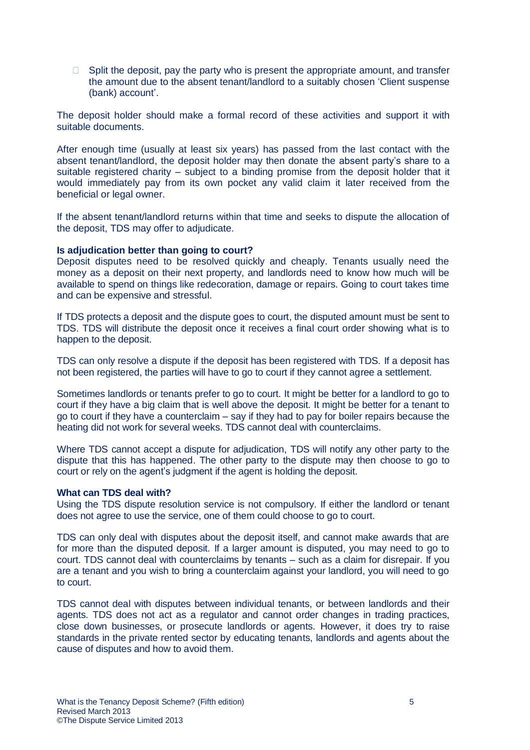- Split the deposit, pay the party who is present the appropriate amount, and transfer the amount due to the absent tenant/landlord to a suitably chosen 'Client suspense (bank) account'.

The deposit holder should make a formal record of these activities and support it with suitable documents.

After enough time (usually at least six years) has passed from the last contact with the absent tenant/landlord, the deposit holder may then donate the absent party's share to a suitable registered charity – subject to a binding promise from the deposit holder that it would immediately pay from its own pocket any valid claim it later received from the beneficial or legal owner.

If the absent tenant/landlord returns within that time and seeks to dispute the allocation of the deposit, TDS may offer to adjudicate.

**Is adjudication better than going to court?**

Deposit disputes need to be resolved quickly and cheaply. Tenants usually need the money as a deposit on their next property, and landlords need to know how much will be available to spend on things like redecoration, damage or repairs. Going to court takes time and can be expensive and stressful.

If TDS protects a deposit and the dispute goes to court, the disputed amount must be sent to TDS. TDS will distribute the deposit once it receives a final court order showing what is to happen to the deposit.

TDS can only resolve a dispute if the deposit has been registered with TDS. If a deposit has not been registered, the parties will have to go to court if they cannot agree a settlement.

Sometimes landlords or tenants prefer to go to court. It might be better for a landlord to go to court if they have a big claim that is well above the deposit. It might be better for a tenant to go to court if they have a counterclaim – say if they had to pay for boiler repairs because the heating did not work for several weeks. TDS cannot deal with counterclaims.

Where TDS cannot accept a dispute for adjudication, TDS will notify any other party to the dispute that this has happened. The other party to the dispute may then choose to go to court or rely on the agent's judgment if the agent is holding the deposit.

**What can TDS deal with?**

Using the TDS dispute resolution service is not compulsory. If either the landlord or tenant does not agree to use the service, one of them could choose to go to court.

TDS can only deal with disputes about the deposit itself, and cannot make awards that are for more than the disputed deposit. If a larger amount is disputed, you may need to go to court. TDS cannot deal with counterclaims by tenants – such as a claim for disrepair. If you are a tenant and you wish to bring a counterclaim against your landlord, you will need to go to court.

TDS cannot deal with disputes between individual tenants, or between landlords and their agents. TDS does not act as a regulator and cannot order changes in trading practices, close down businesses, or prosecute landlords or agents. However, it does try to raise standards in the private rented sector by educating tenants, landlords and agents about the cause of disputes and how to avoid them.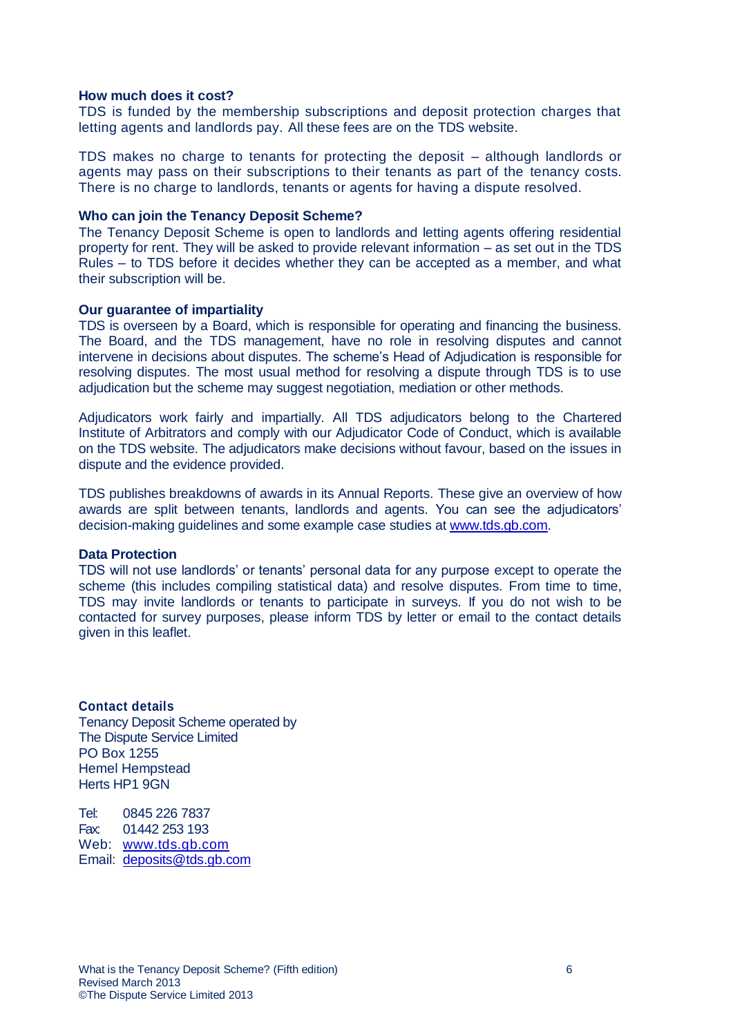### How much does it cost?

TDS is funded by the membership subscriptions and deposit protection charges that letting agents and landlords pay. All these fees are on the TDS website.

TDS makes no charge to tenants for protecting the deposit – although landlords or agents may pass on their subscriptions to their tenants as part of the tenancy costs. There is no charge to landlords, tenants or agents for having a dispute resolved.

### Who can join the Tenancy Deposit Scheme?

The Tenancy Deposit Scheme is open to landlords and letting agents offering residential property for rent. They will be asked to provide relevant information – as set out in the TDS Rules – to TDS before it decides whether they can be accepted as a member, and what their subscription will be.

### Our guarantee of impartiality

TDS is overseen by a Board, which is responsible for operating and financing the business. The Board, and the TDS management, have no role in resolving disputes and cannot intervene in decisions about disputes. The scheme's Head of Adjudication is responsible for resolving disputes. The most usual method for resolving a dispute through TDS is to use adjudication but the scheme may suggest negotiation, mediation or other methods.

Adjudicators work fairly and impartially. All TDS adjudicators belong to the Chartered Institute of Arbitrators and comply with our Adjudicator Code of Conduct, which is available on the TDS website. The adjudicators make decisions without favour, based on the issues in dispute and the evidence provided.

TDS publishes breakdowns of awards in its Annual Reports. These give an overview of how awards are split between tenants, landlords and agents. You can see the adjudicators' decision-making guidelines and some example case studies at www.tds.gb.com.

### Data Protection

TDS will not use landlords' or tenants' personal data for any purpose except to operate the scheme (this includes compiling statistical data) and resolve disputes. From time to time, TDS may invite landlords or tenants to participate in surveys. If you do not wish to be contacted for survey purposes, please inform TDS by letter or email to the contact details given in this leaflet.

### Contact details

Tenancy Deposit Scheme operated by
The Dispute Service Limited
PO Box 1255
Hemel Hempstead
Herts HP1 9GN

Tel: 0845 226 7837
Fax: 01442 253 193
Web: www.tds.gb.com
Email: deposits@tds.gb.com

What is the Tenancy Deposit Scheme? (Fifth edition)
Revised March 2013
©The Dispute Service Limited 2013